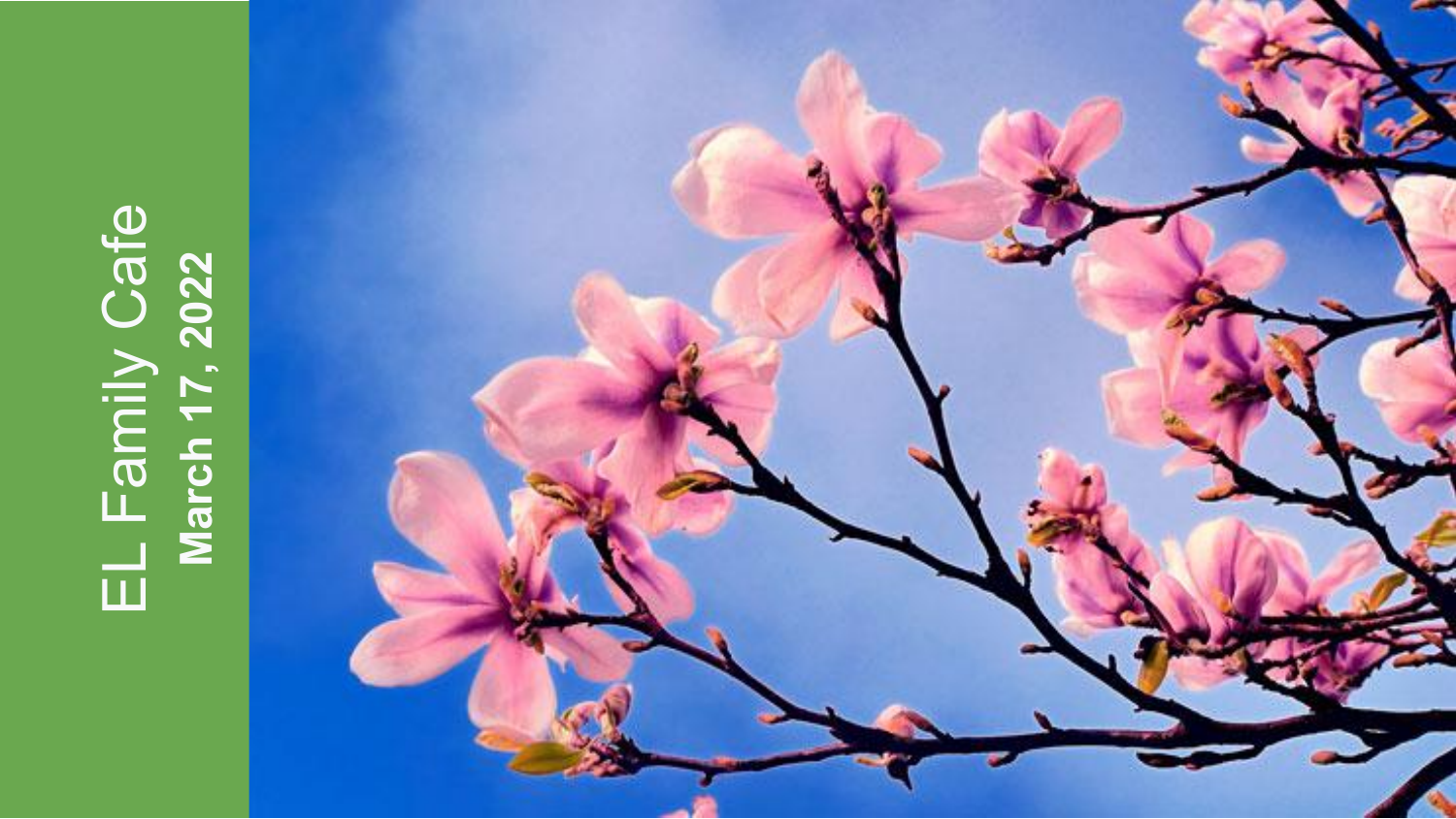# EL Family Cafe

**March 17, 2022**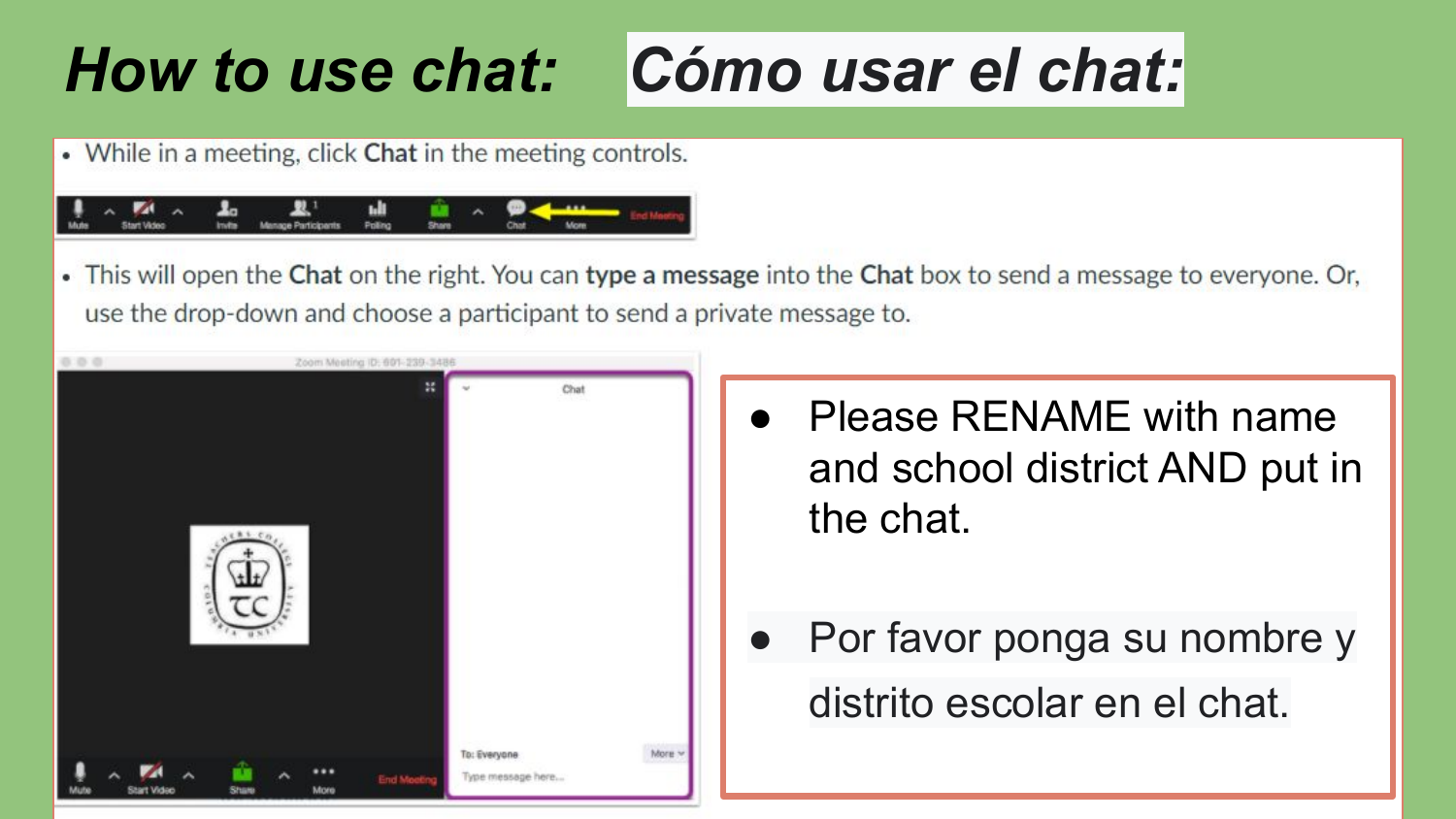# How to use chat: Cómo usar el chat:

- While in a meeting, click **Chat** in the meeting controls.
- This will open the **Chat** on the right. You can **type a message** into the **Chat** box to send a message to everyone. Or, use the drop-down and choose a participant to send a private message to.

- Please RENAME with name and school district AND put in the chat.
- Por favor ponga su nombre y distrito escolar en el chat.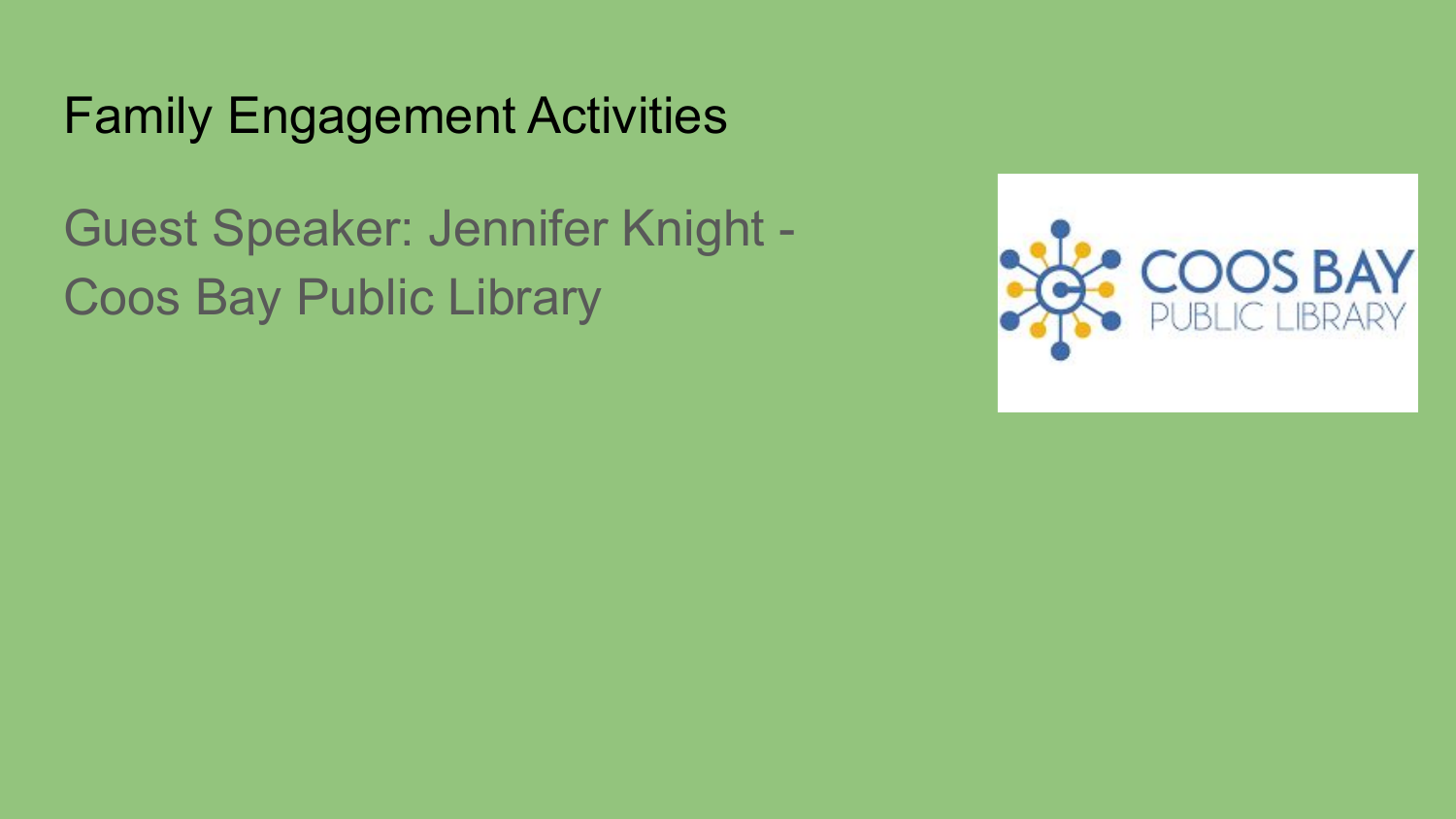# Family Engagement Activities

Guest Speaker: Jennifer Knight - Coos Bay Public Library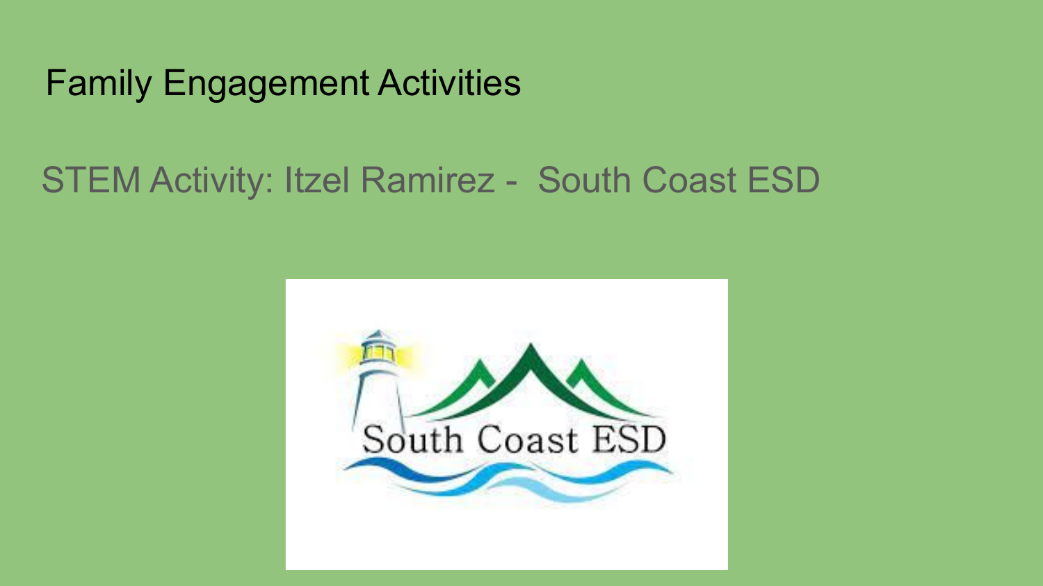# Family Engagement Activities

## STEM Activity: Itzel Ramirez - South Coast ESD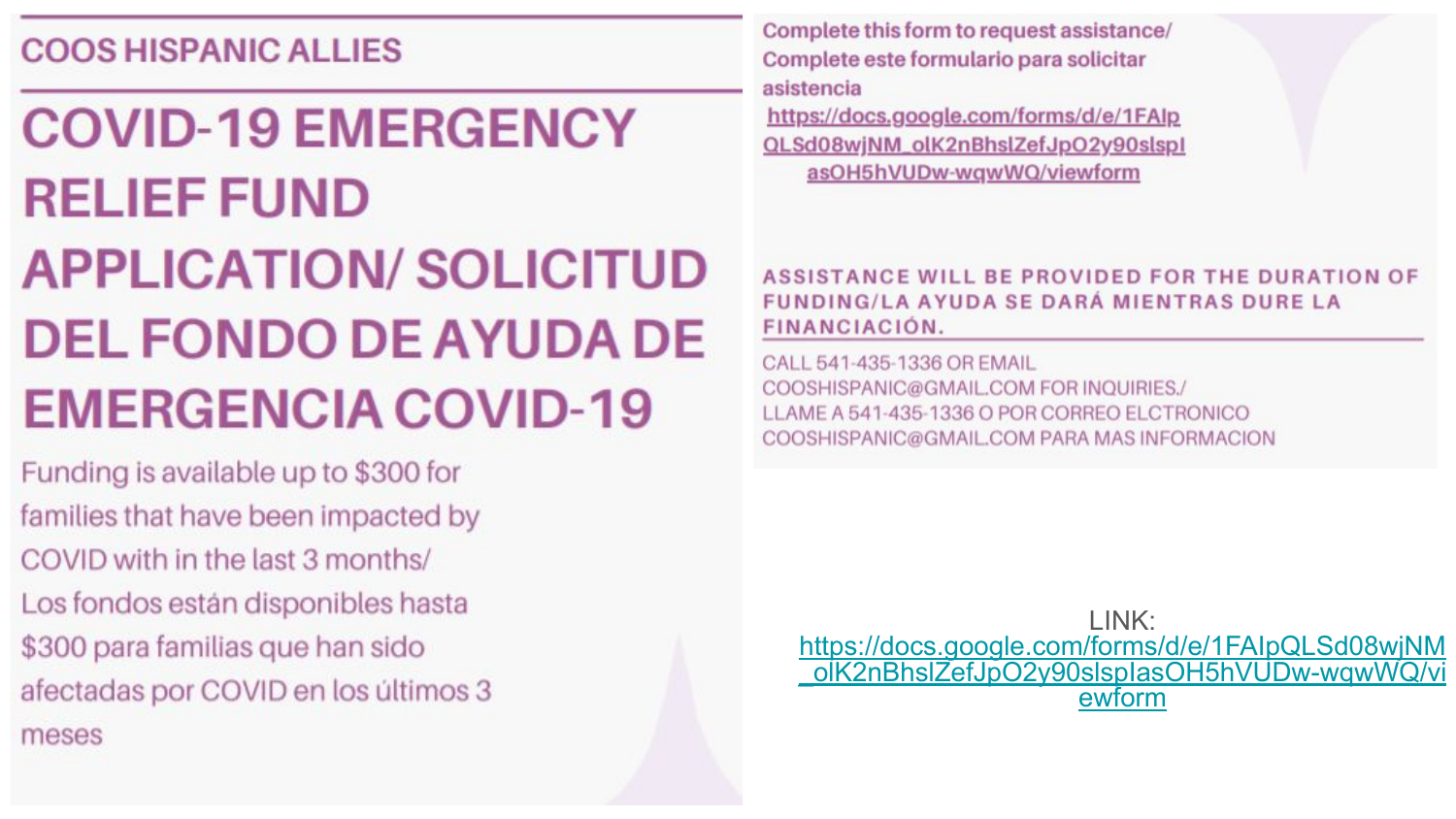COOS HISPANIC ALLIES

# COVID-19 EMERGENCY RELIEF FUND APPLICATION/ SOLICITUD DEL FONDO DE AYUDA DE EMERGENCIA COVID-19

Funding is available up to $300 for families that have been impacted by COVID with in the last 3 months/ Los fondos están disponibles hasta $300 para familias que han sido afectadas por COVID en los últimos 3 meses

**Complete this form to request assistance/ Complete este formulario para solicitar asistencia**

https://docs.google.com/forms/d/e/1FAIpQLSd08wjNM_olK2nBhslZefJpO2y90slsplasOH5hVUDw-wqwWQ/viewform

**ASSISTANCE WILL BE PROVIDED FOR THE DURATION OF FUNDING/LA AYUDA SE DARÁ MIENTRAS DURE LA FINANCIACIÓN.**

CALL 541-435-1336 OR EMAIL COOSHISPANIC@GMAIL.COM FOR INQUIRIES./ LLAME A 541-435-1336 O POR CORREO ELCTRONICO COOSHISPANIC@GMAIL.COM PARA MAS INFORMACION

LINK: https://docs.google.com/forms/d/e/1FAIpQLSd08wjNM_olK2nBhslZefJpO2y90slsplasOH5hVUDw-wqwWQ/viewform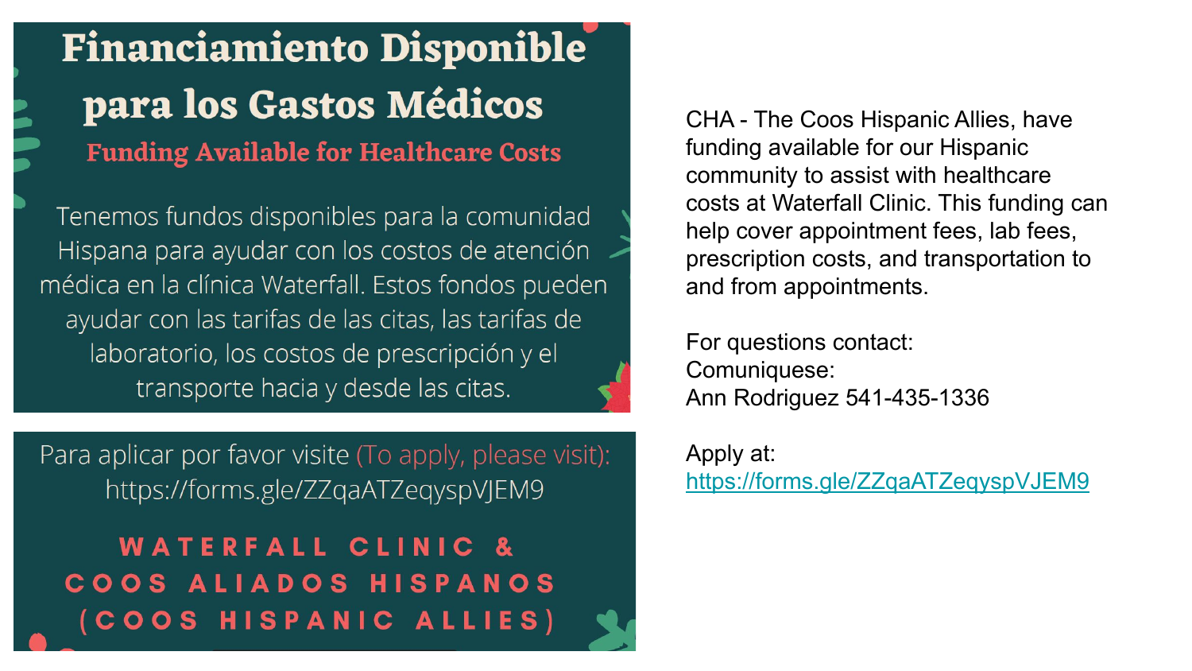# Financiamiento Disponible para los Gastos Médicos

## Funding Available for Healthcare Costs

Tenemos fondos disponibles para la comunidad Hispana para ayudar con los costos de atención médica en la clínica Waterfall. Estos fondos pueden ayudar con las tarifas de las citas, las tarifas de laboratorio, los costos de prescripción y el transporte hacia y desde las citas.

Para aplicar por favor visite (To apply, please visit): https://forms.gle/ZZqaATZeqyspVJEM9

**WATERFALL CLINIC & COOS ALIADOS HISPANOS (COOS HISPANIC ALLIES)**

CHA - The Coos Hispanic Allies, have funding available for our Hispanic community to assist with healthcare costs at Waterfall Clinic. This funding can help cover appointment fees, lab fees, prescription costs, and transportation to and from appointments.

For questions contact:
Comuniquese:
Ann Rodriguez 541-435-1336

Apply at:
https://forms.gle/ZZqaATZeqyspVJEM9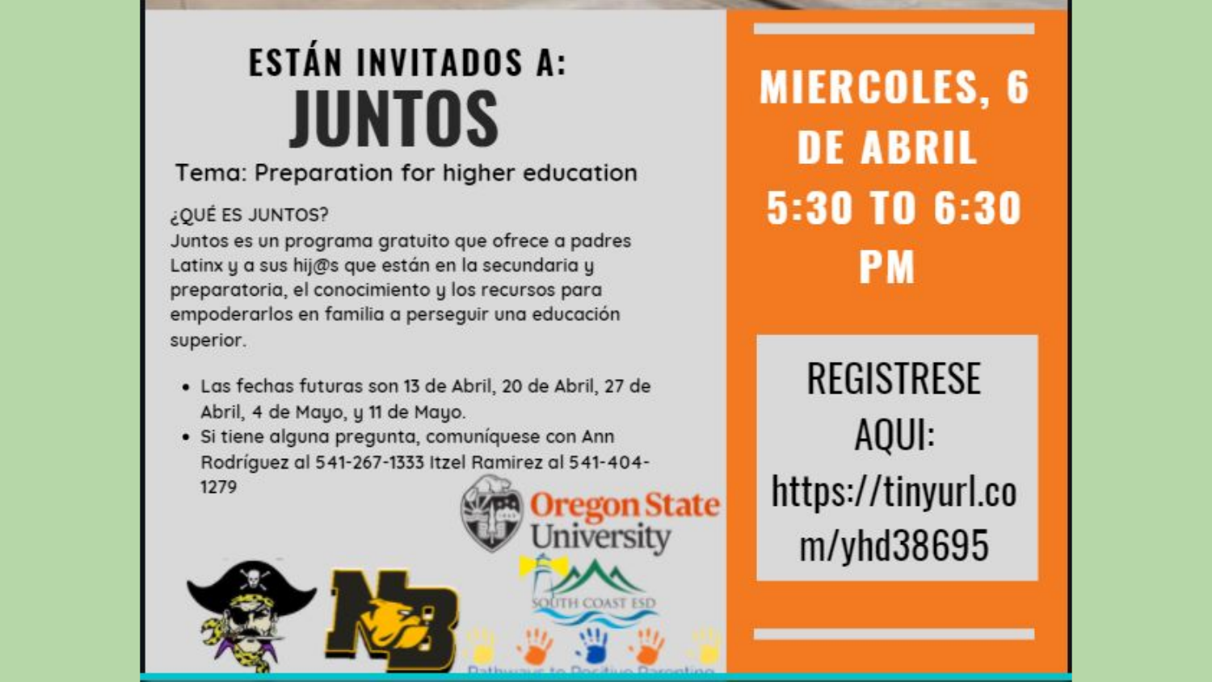# ESTÁN INVITADOS A:

# JUNTOS

Tema: Preparation for higher education

¿QUÉ ES JUNTOS?

Juntos es un programa gratuito que ofrece a padres Latinx y a sus hij@s que están en la secundaria y preparatoria, el conocimiento y los recursos para empoderarlos en familia a perseguir una educación superior.

- Las fechas futuras son 13 de Abril, 20 de Abril, 27 de Abril, 4 de Mayo, y 11 de Mayo.
- Si tiene alguna pregunta, comuníquese con Ann Rodríguez al 541-267-1333 Itzel Ramirez al 541-404-1279

Oregon State University

South Coast ESD

Pathways to Positive Parenting

## MIERCOLES, 6 DE ABRIL 5:30 TO 6:30 PM

REGISTRESE AQUI: https://tinyurl.com/yhd38695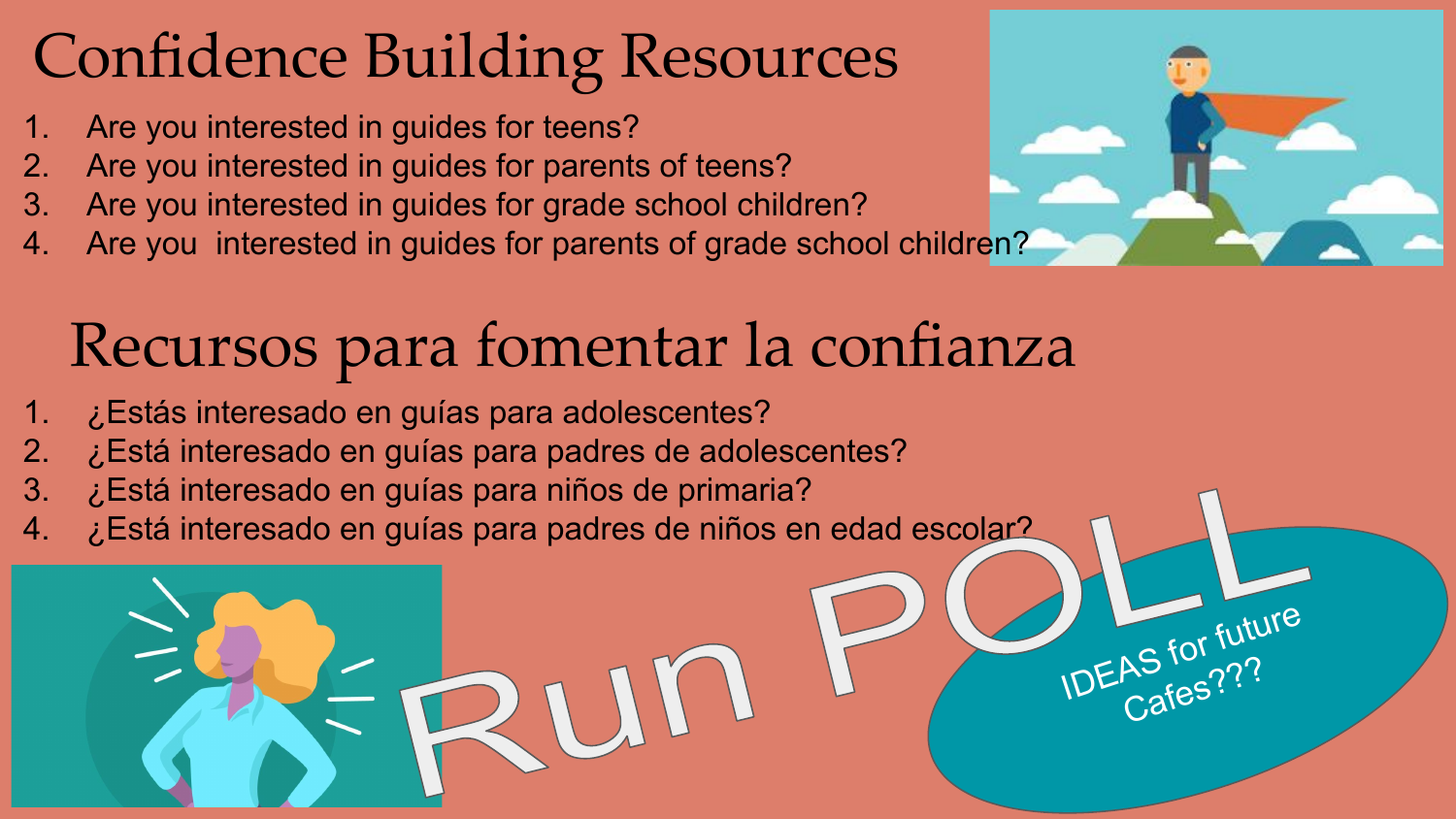# Confidence Building Resources

1. Are you interested in guides for teens?
2. Are you interested in guides for parents of teens?
3. Are you interested in guides for grade school children?
4. Are you  interested in guides for parents of grade school children?

# Recursos para fomentar la confianza

1. ¿Estás interesado en guías para adolescentes?
2. ¿Está interesado en guías para padres de adolescentes?
3. ¿Está interesado en guías para niños de primaria?
4. ¿Está interesado en guías para padres de niños en edad escolar?

Run POLL

IDEAS for future Cafes???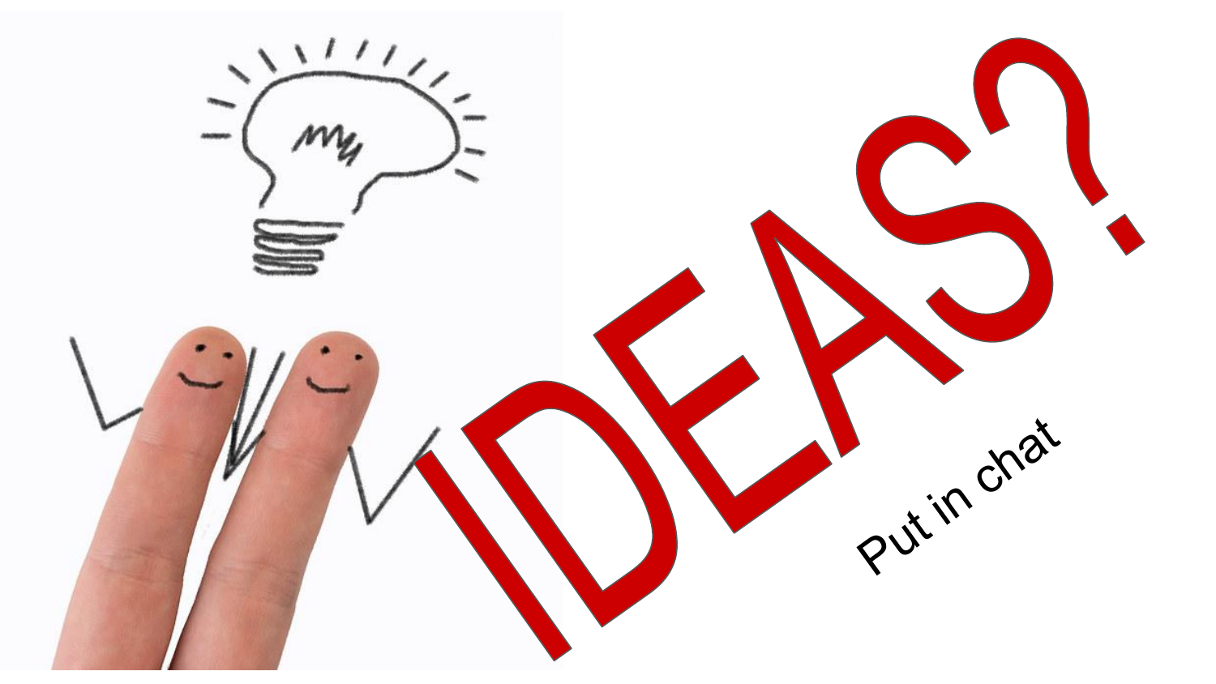# IDEAS?

Put in chat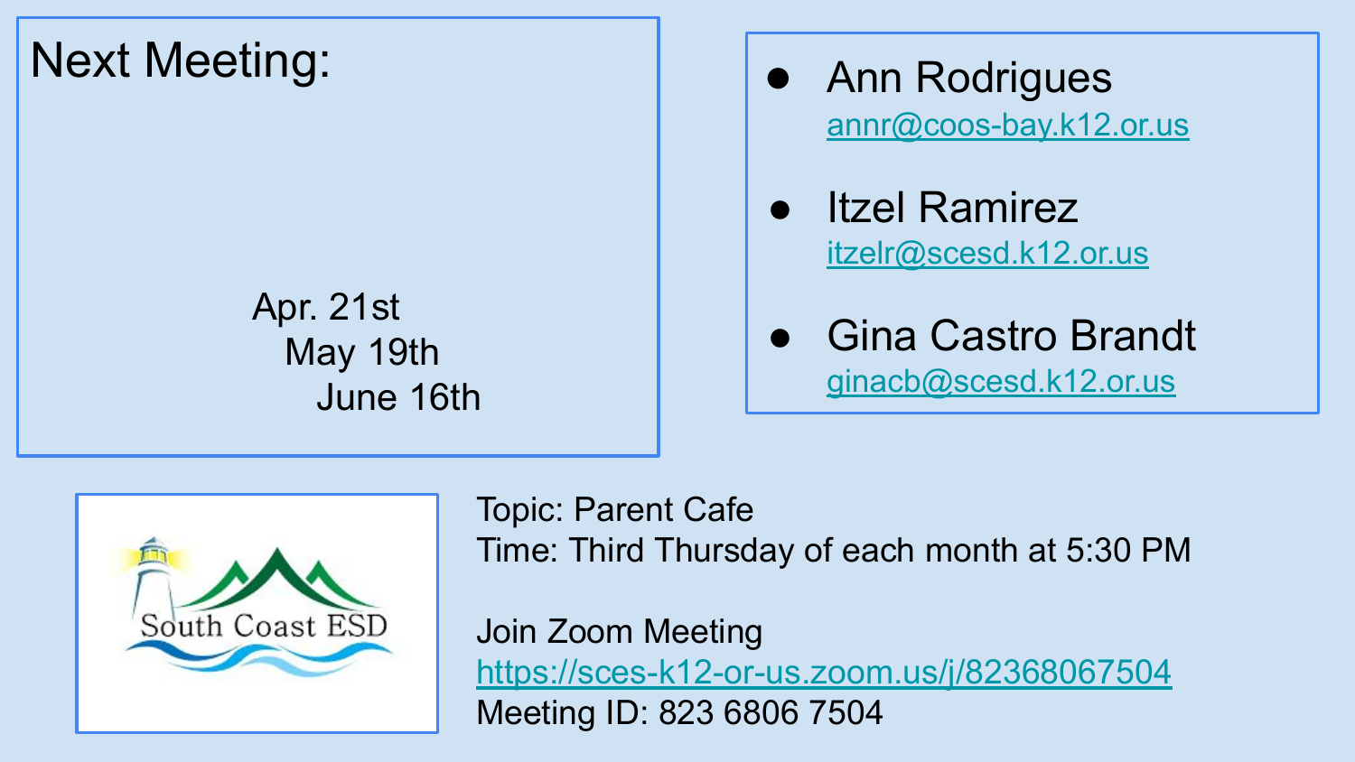## Next Meeting:

Apr. 21st
May 19th
June 16th

- Ann Rodrigues
  annr@coos-bay.k12.or.us
- Itzel Ramirez
  itzelr@scesd.k12.or.us
- Gina Castro Brandt
  ginacb@scesd.k12.or.us

South Coast ESD

Topic: Parent Cafe
Time: Third Thursday of each month at 5:30 PM

Join Zoom Meeting
https://sces-k12-or-us.zoom.us/j/82368067504
Meeting ID: 823 6806 7504